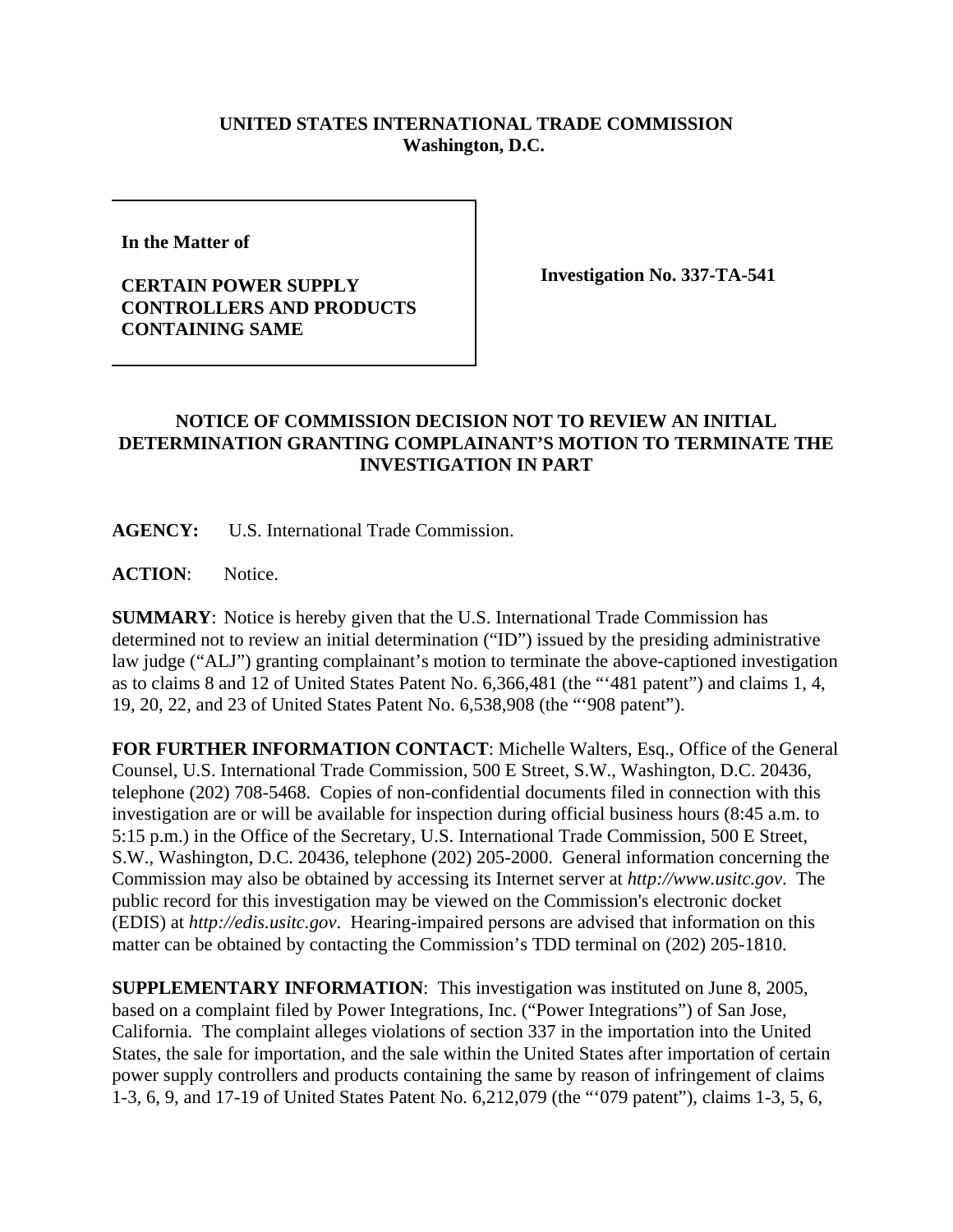**UNITED STATES INTERNATIONAL TRADE COMMISSION**
**Washington, D.C.**

**In the Matter of**

**CERTAIN POWER SUPPLY CONTROLLERS AND PRODUCTS CONTAINING SAME**

**Investigation No. 337-TA-541**

## NOTICE OF COMMISSION DECISION NOT TO REVIEW AN INITIAL DETERMINATION GRANTING COMPLAINANT'S MOTION TO TERMINATE THE INVESTIGATION IN PART

**AGENCY:** U.S. International Trade Commission.

**ACTION**: Notice.

**SUMMARY**: Notice is hereby given that the U.S. International Trade Commission has determined not to review an initial determination ("ID") issued by the presiding administrative law judge ("ALJ") granting complainant's motion to terminate the above-captioned investigation as to claims 8 and 12 of United States Patent No. 6,366,481 (the "'481 patent") and claims 1, 4, 19, 20, 22, and 23 of United States Patent No. 6,538,908 (the "'908 patent").

**FOR FURTHER INFORMATION CONTACT**: Michelle Walters, Esq., Office of the General Counsel, U.S. International Trade Commission, 500 E Street, S.W., Washington, D.C. 20436, telephone (202) 708-5468. Copies of non-confidential documents filed in connection with this investigation are or will be available for inspection during official business hours (8:45 a.m. to 5:15 p.m.) in the Office of the Secretary, U.S. International Trade Commission, 500 E Street, S.W., Washington, D.C. 20436, telephone (202) 205-2000. General information concerning the Commission may also be obtained by accessing its Internet server at *http://www.usitc.gov*. The public record for this investigation may be viewed on the Commission's electronic docket (EDIS) at *http://edis.usitc.gov*. Hearing-impaired persons are advised that information on this matter can be obtained by contacting the Commission's TDD terminal on (202) 205-1810.

**SUPPLEMENTARY INFORMATION**: This investigation was instituted on June 8, 2005, based on a complaint filed by Power Integrations, Inc. ("Power Integrations") of San Jose, California. The complaint alleges violations of section 337 in the importation into the United States, the sale for importation, and the sale within the United States after importation of certain power supply controllers and products containing the same by reason of infringement of claims 1-3, 6, 9, and 17-19 of United States Patent No. 6,212,079 (the "'079 patent"), claims 1-3, 5, 6,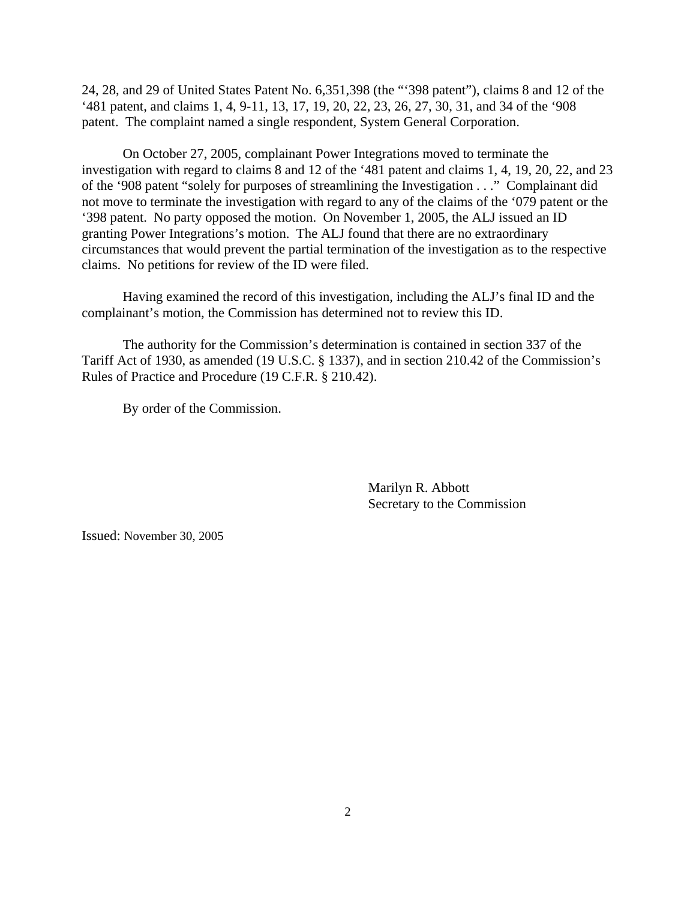24, 28, and 29 of United States Patent No. 6,351,398 (the "'398 patent"), claims 8 and 12 of the '481 patent, and claims 1, 4, 9-11, 13, 17, 19, 20, 22, 23, 26, 27, 30, 31, and 34 of the '908 patent. The complaint named a single respondent, System General Corporation.

On October 27, 2005, complainant Power Integrations moved to terminate the investigation with regard to claims 8 and 12 of the '481 patent and claims 1, 4, 19, 20, 22, and 23 of the '908 patent "solely for purposes of streamlining the Investigation . . ." Complainant did not move to terminate the investigation with regard to any of the claims of the '079 patent or the '398 patent. No party opposed the motion. On November 1, 2005, the ALJ issued an ID granting Power Integrations's motion. The ALJ found that there are no extraordinary circumstances that would prevent the partial termination of the investigation as to the respective claims. No petitions for review of the ID were filed.

Having examined the record of this investigation, including the ALJ's final ID and the complainant's motion, the Commission has determined not to review this ID.

The authority for the Commission's determination is contained in section 337 of the Tariff Act of 1930, as amended (19 U.S.C. § 1337), and in section 210.42 of the Commission's Rules of Practice and Procedure (19 C.F.R. § 210.42).

By order of the Commission.

Marilyn R. Abbott
Secretary to the Commission

Issued: November 30, 2005